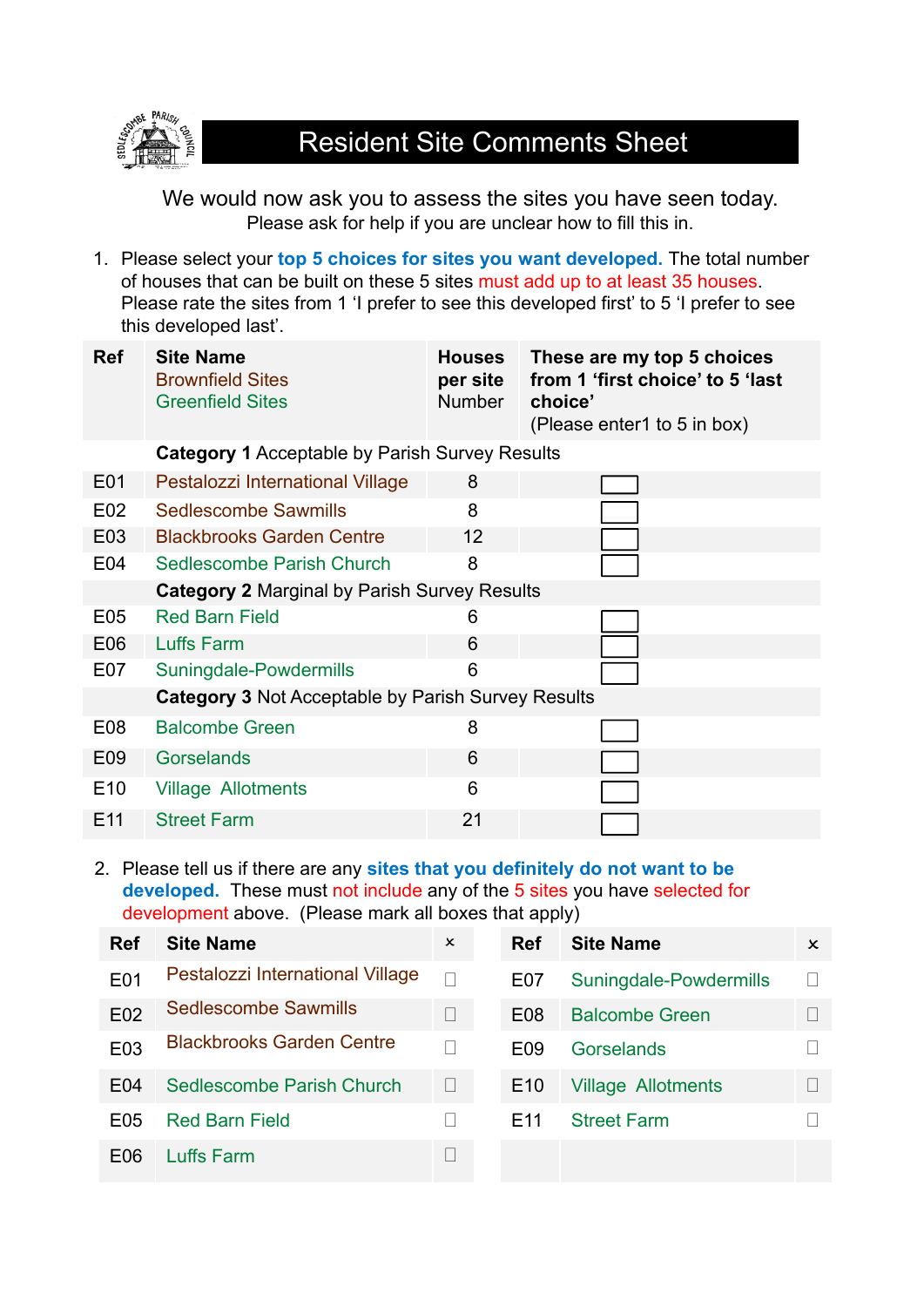# Resident Site Comments Sheet

We would now ask you to assess the sites you have seen today.
Please ask for help if you are unclear how to fill this in.

1. Please select your **top 5 choices for sites you want developed.** The total number of houses that can be built on these 5 sites must add up to at least 35 houses. Please rate the sites from 1 'I prefer to see this developed first' to 5 'I prefer to see this developed last'.

| Ref | Site Name<br>Brownfield Sites<br>Greenfield Sites | Houses per site Number | These are my top 5 choices from 1 'first choice' to 5 'last choice' (Please enter1 to 5 in box) |
|---|---|---|---|
| | **Category 1** Acceptable by Parish Survey Results | | |
| E01 | Pestalozzi International Village | 8 | ☐ |
| E02 | Sedlescombe Sawmills | 8 | ☐ |
| E03 | Blackbrooks Garden Centre | 12 | ☐ |
| E04 | Sedlescombe Parish Church | 8 | ☐ |
| | **Category 2** Marginal by Parish Survey Results | | |
| E05 | Red Barn Field | 6 | ☐ |
| E06 | Luffs Farm | 6 | ☐ |
| E07 | Suningdale-Powdermills | 6 | ☐ |
| | **Category 3** Not Acceptable by Parish Survey Results | | |
| E08 | Balcombe Green | 8 | ☐ |
| E09 | Gorselands | 6 | ☐ |
| E10 | Village Allotments | 6 | ☐ |
| E11 | Street Farm | 21 | ☐ |

2. Please tell us if there are any **sites that you definitely do not want to be developed.** These must not include any of the 5 sites you have selected for development above. (Please mark all boxes that apply)

| Ref | Site Name | × | Ref | Site Name | × |
|---|---|---|---|---|---|
| E01 | Pestalozzi International Village | ☐ | E07 | Suningdale-Powdermills | ☐ |
| E02 | Sedlescombe Sawmills | ☐ | E08 | Balcombe Green | ☐ |
| E03 | Blackbrooks Garden Centre | ☐ | E09 | Gorselands | ☐ |
| E04 | Sedlescombe Parish Church | ☐ | E10 | Village Allotments | ☐ |
| E05 | Red Barn Field | ☐ | E11 | Street Farm | ☐ |
| E06 | Luffs Farm | ☐ | | | |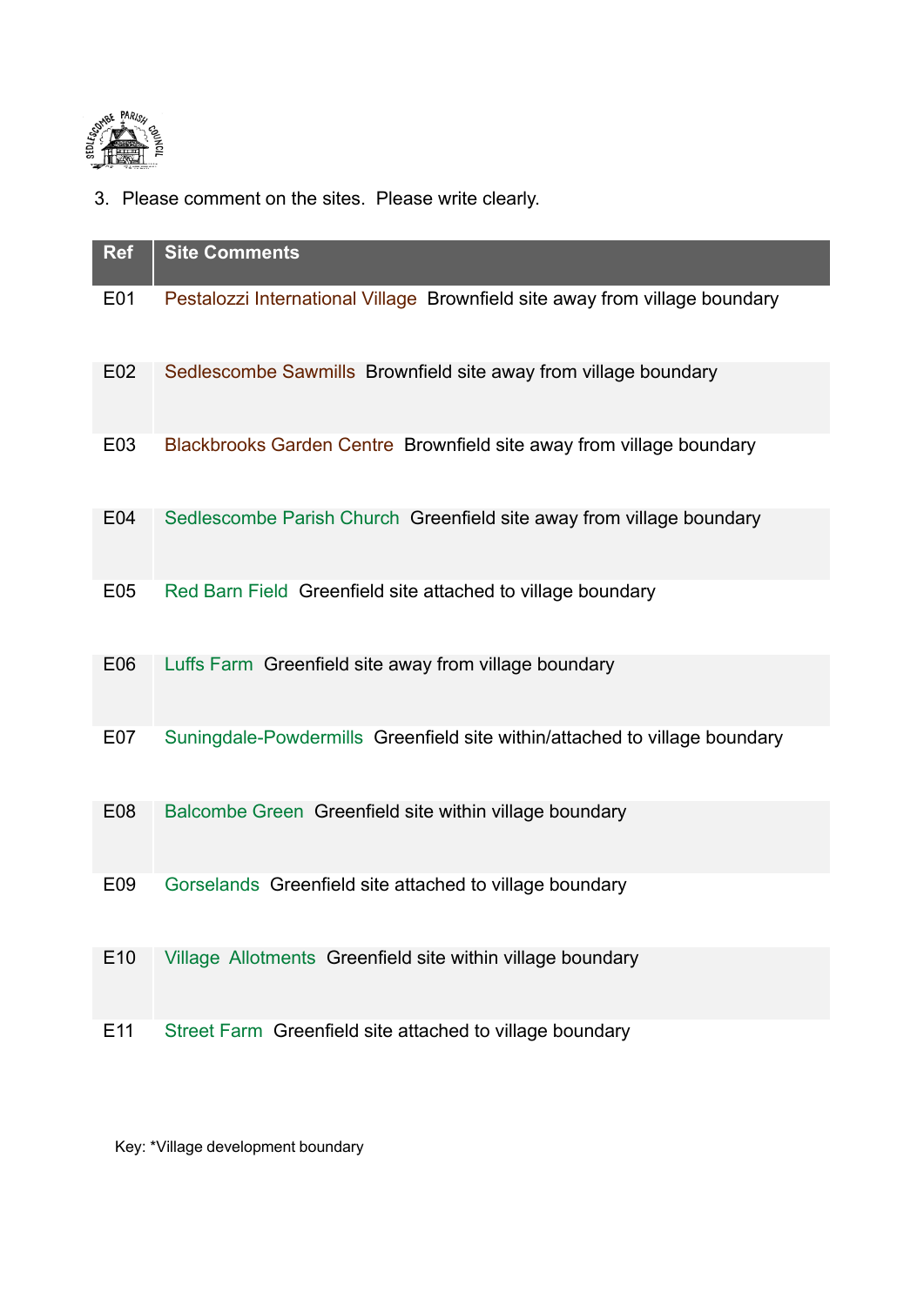3. Please comment on the sites. Please write clearly.

| Ref | Site Comments |
|---|---|
| E01 | Pestalozzi International Village Brownfield site away from village boundary |
| E02 | Sedlescombe Sawmills Brownfield site away from village boundary |
| E03 | Blackbrooks Garden Centre Brownfield site away from village boundary |
| E04 | Sedlescombe Parish Church Greenfield site away from village boundary |
| E05 | Red Barn Field Greenfield site attached to village boundary |
| E06 | Luffs Farm Greenfield site away from village boundary |
| E07 | Suningdale-Powdermills Greenfield site within/attached to village boundary |
| E08 | Balcombe Green Greenfield site within village boundary |
| E09 | Gorselands Greenfield site attached to village boundary |
| E10 | Village Allotments Greenfield site within village boundary |
| E11 | Street Farm Greenfield site attached to village boundary |

Key: *Village development boundary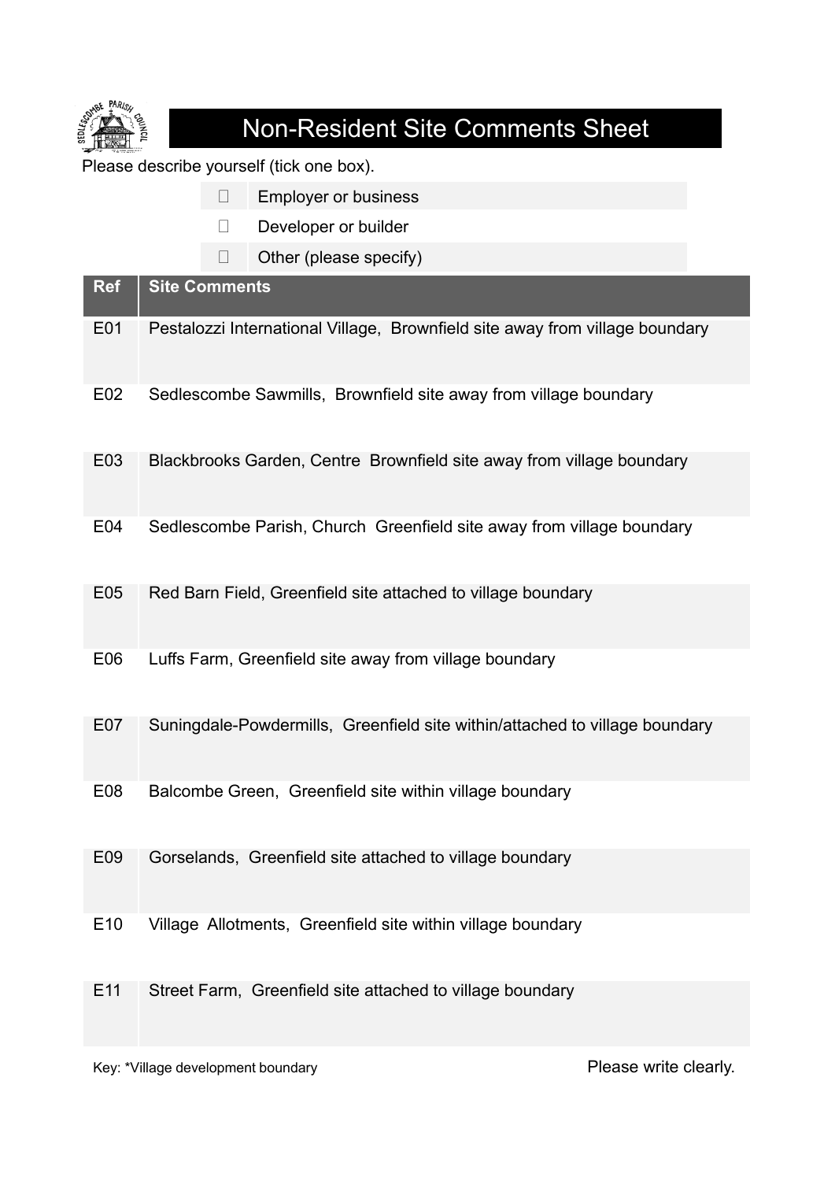# Non-Resident Site Comments Sheet

Please describe yourself (tick one box).

- ☐ Employer or business
- ☐ Developer or builder
- ☐ Other (please specify)

| Ref | Site Comments |
|---|---|
| E01 | Pestalozzi International Village, Brownfield site away from village boundary |
| E02 | Sedlescombe Sawmills, Brownfield site away from village boundary |
| E03 | Blackbrooks Garden, Centre Brownfield site away from village boundary |
| E04 | Sedlescombe Parish, Church Greenfield site away from village boundary |
| E05 | Red Barn Field, Greenfield site attached to village boundary |
| E06 | Luffs Farm, Greenfield site away from village boundary |
| E07 | Suningdale-Powdermills, Greenfield site within/attached to village boundary |
| E08 | Balcombe Green, Greenfield site within village boundary |
| E09 | Gorselands, Greenfield site attached to village boundary |
| E10 | Village Allotments, Greenfield site within village boundary |
| E11 | Street Farm, Greenfield site attached to village boundary |

Key: *Village development boundary

Please write clearly.